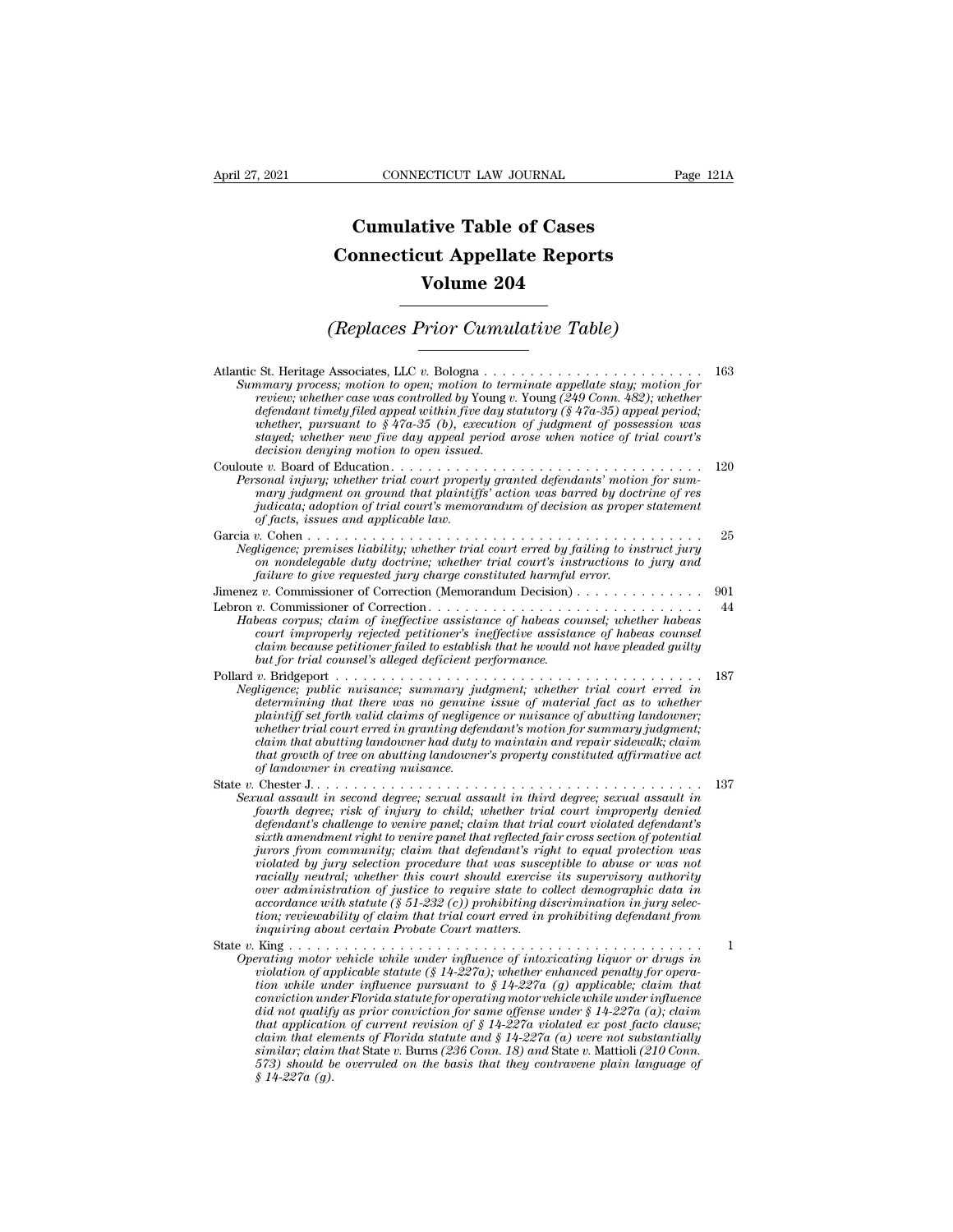# Cumulative Table of Cases
# Connecticut Appellate Reports
# Volume 204

## *(Replaces Prior Cumulative Table)*

Atlantic St. Heritage Associates, LLC *v.* Bologna . . . . . . . . . . . . . . . . . . . . . . . . 163
*Summary process; motion to open; motion to terminate appellate stay; motion for review; whether case was controlled by* Young *v.* Young *(249 Conn. 482); whether defendant timely filed appeal within five day statutory (§ 47a-35) appeal period; whether, pursuant to § 47a-35 (b), execution of judgment of possession was stayed; whether new five day appeal period arose when notice of trial court's decision denying motion to open issued.*

Couloute *v.* Board of Education. . . . . . . . . . . . . . . . . . . . . . . . . . . . . . . . . . 120
*Personal injury; whether trial court properly granted defendants' motion for summary judgment on ground that plaintiffs' action was barred by doctrine of res judicata; adoption of trial court's memorandum of decision as proper statement of facts, issues and applicable law.*

Garcia *v.* Cohen . . . . . . . . . . . . . . . . . . . . . . . . . . . . . . . . . . . . . . . . . . 25
*Negligence; premises liability; whether trial court erred by failing to instruct jury on nondelegable duty doctrine; whether trial court's instructions to jury and failure to give requested jury charge constituted harmful error.*

Jimenez *v.* Commissioner of Correction (Memorandum Decision) . . . . . . . . . . . . . . 901

Lebron *v.* Commissioner of Correction. . . . . . . . . . . . . . . . . . . . . . . . . . . . . . 44
*Habeas corpus; claim of ineffective assistance of habeas counsel; whether habeas court improperly rejected petitioner's ineffective assistance of habeas counsel claim because petitioner failed to establish that he would not have pleaded guilty but for trial counsel's alleged deficient performance.*

Pollard *v.* Bridgeport . . . . . . . . . . . . . . . . . . . . . . . . . . . . . . . . . . . . . . . 187
*Negligence; public nuisance; summary judgment; whether trial court erred in determining that there was no genuine issue of material fact as to whether plaintiff set forth valid claims of negligence or nuisance of abutting landowner; whether trial court erred in granting defendant's motion for summary judgment; claim that abutting landowner had duty to maintain and repair sidewalk; claim that growth of tree on abutting landowner's property constituted affirmative act of landowner in creating nuisance.*

State *v.* Chester J.. . . . . . . . . . . . . . . . . . . . . . . . . . . . . . . . . . . . . . . . 137
*Sexual assault in second degree; sexual assault in third degree; sexual assault in fourth degree; risk of injury to child; whether trial court improperly denied defendant's challenge to venire panel; claim that trial court violated defendant's sixth amendment right to venire panel that reflected fair cross section of potential jurors from community; claim that defendant's right to equal protection was violated by jury selection procedure that was susceptible to abuse or was not racially neutral; whether this court should exercise its supervisory authority over administration of justice to require state to collect demographic data in accordance with statute (§ 51-232 (c)) prohibiting discrimination in jury selection; reviewability of claim that trial court erred in prohibiting defendant from inquiring about certain Probate Court matters.*

State *v.* King . . . . . . . . . . . . . . . . . . . . . . . . . . . . . . . . . . . . . . . . . . 1
*Operating motor vehicle while under influence of intoxicating liquor or drugs in violation of applicable statute (§ 14-227a); whether enhanced penalty for operation while under influence pursuant to § 14-227a (g) applicable; claim that conviction under Florida statute for operating motor vehicle while under influence did not qualify as prior conviction for same offense under § 14-227a (a); claim that application of current revision of § 14-227a violated ex post facto clause; claim that elements of Florida statute and § 14-227a (a) were not substantially similar; claim that* State *v.* Burns *(236 Conn. 18) and* State *v.* Mattioli *(210 Conn. 573) should be overruled on the basis that they contravene plain language of § 14-227a (g).*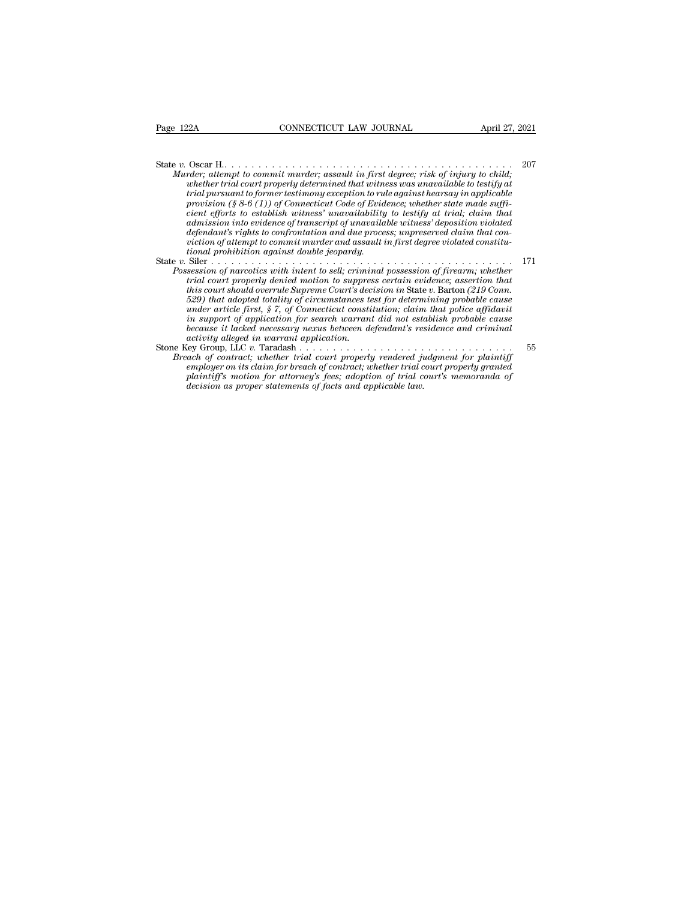State *v.* Oscar H. . . . . . . . . . . . . . . . . . . . . . . . . . . . . . . . . . . . . . . . . . . . . 207

*Murder; attempt to commit murder; assault in first degree; risk of injury to child; whether trial court properly determined that witness was unavailable to testify at trial pursuant to former testimony exception to rule against hearsay in applicable provision (§ 8-6 (1)) of Connecticut Code of Evidence; whether state made sufficient efforts to establish witness' unavailability to testify at trial; claim that admission into evidence of transcript of unavailable witness' deposition violated defendant's rights to confrontation and due process; unpreserved claim that conviction of attempt to commit murder and assault in first degree violated constitutional prohibition against double jeopardy.*

State *v.* Siler . . . . . . . . . . . . . . . . . . . . . . . . . . . . . . . . . . . . . . . . . . . . . . . . 171

*Possession of narcotics with intent to sell; criminal possession of firearm; whether trial court properly denied motion to suppress certain evidence; assertion that this court should overrule Supreme Court's decision in* State *v.* Barton *(219 Conn. 529) that adopted totality of circumstances test for determining probable cause under article first, § 7, of Connecticut constitution; claim that police affidavit in support of application for search warrant did not establish probable cause because it lacked necessary nexus between defendant's residence and criminal activity alleged in warrant application.*

Stone Key Group, LLC *v.* Taradash . . . . . . . . . . . . . . . . . . . . . . . . . . . . . . . . . 55

*Breach of contract; whether trial court properly rendered judgment for plaintiff employer on its claim for breach of contract; whether trial court properly granted plaintiff's motion for attorney's fees; adoption of trial court's memoranda of decision as proper statements of facts and applicable law.*